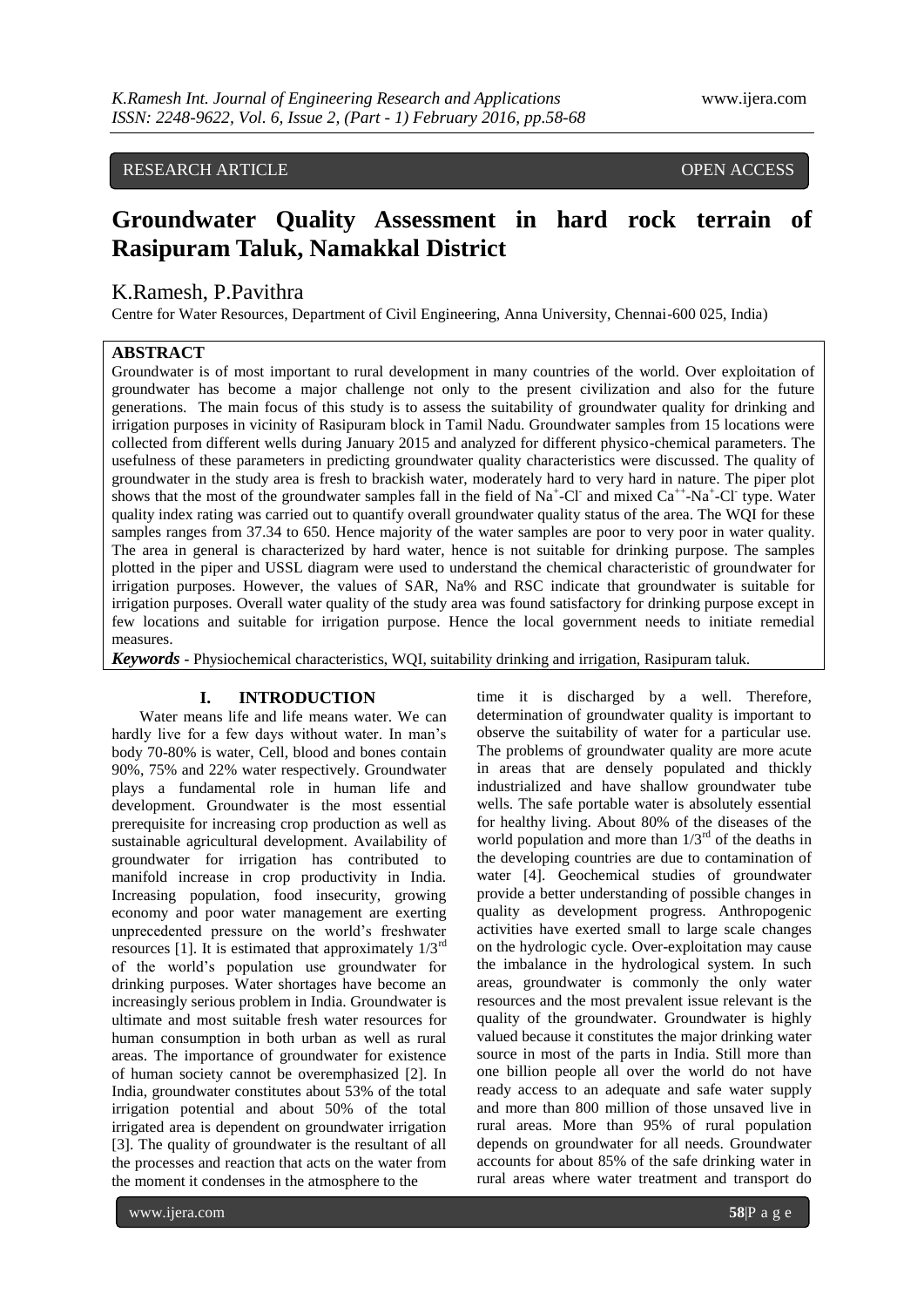RESEARCH ARTICLE OPEN ACCESS

# Groundwater Quality Assessment in hard rock terrain of Rasipuram Taluk, Namakkal District

K.Ramesh, P.Pavithra

Centre for Water Resources, Department of Civil Engineering, Anna University, Chennai-600 025, India)

## ABSTRACT

Groundwater is of most important to rural development in many countries of the world. Over exploitation of groundwater has become a major challenge not only to the present civilization and also for the future generations. The main focus of this study is to assess the suitability of groundwater quality for drinking and irrigation purposes in vicinity of Rasipuram block in Tamil Nadu. Groundwater samples from 15 locations were collected from different wells during January 2015 and analyzed for different physico-chemical parameters. The usefulness of these parameters in predicting groundwater quality characteristics were discussed. The quality of groundwater in the study area is fresh to brackish water, moderately hard to very hard in nature. The piper plot shows that the most of the groundwater samples fall in the field of $Na^{+}$-$Cl^{-}$ and mixed $Ca^{++}$-$Na^{+}$-$Cl^{-}$ type. Water quality index rating was carried out to quantify overall groundwater quality status of the area. The WQI for these samples ranges from 37.34 to 650. Hence majority of the water samples are poor to very poor in water quality. The area in general is characterized by hard water, hence is not suitable for drinking purpose. The samples plotted in the piper and USSL diagram were used to understand the chemical characteristic of groundwater for irrigation purposes. However, the values of SAR, Na% and RSC indicate that groundwater is suitable for irrigation purposes. Overall water quality of the study area was found satisfactory for drinking purpose except in few locations and suitable for irrigation purpose. Hence the local government needs to initiate remedial measures.

***Keywords*** - Physiochemical characteristics, WQI, suitability drinking and irrigation, Rasipuram taluk.

## I. INTRODUCTION

Water means life and life means water. We can hardly live for a few days without water. In man's body 70-80% is water, Cell, blood and bones contain 90%, 75% and 22% water respectively. Groundwater plays a fundamental role in human life and development. Groundwater is the most essential prerequisite for increasing crop production as well as sustainable agricultural development. Availability of groundwater for irrigation has contributed to manifold increase in crop productivity in India. Increasing population, food insecurity, growing economy and poor water management are exerting unprecedented pressure on the world's freshwater resources [1]. It is estimated that approximately 1/3rd of the world's population use groundwater for drinking purposes. Water shortages have become an increasingly serious problem in India. Groundwater is ultimate and most suitable fresh water resources for human consumption in both urban as well as rural areas. The importance of groundwater for existence of human society cannot be overemphasized [2]. In India, groundwater constitutes about 53% of the total irrigation potential and about 50% of the total irrigated area is dependent on groundwater irrigation [3]. The quality of groundwater is the resultant of all the processes and reaction that acts on the water from the moment it condenses in the atmosphere to the time it is discharged by a well. Therefore, determination of groundwater quality is important to observe the suitability of water for a particular use. The problems of groundwater quality are more acute in areas that are densely populated and thickly industrialized and have shallow groundwater tube wells. The safe portable water is absolutely essential for healthy living. About 80% of the diseases of the world population and more than 1/3rd of the deaths in the developing countries are due to contamination of water [4]. Geochemical studies of groundwater provide a better understanding of possible changes in quality as development progress. Anthropogenic activities have exerted small to large scale changes on the hydrologic cycle. Over-exploitation may cause the imbalance in the hydrological system. In such areas, groundwater is commonly the only water resources and the most prevalent issue relevant is the quality of the groundwater. Groundwater is highly valued because it constitutes the major drinking water source in most of the parts in India. Still more than one billion people all over the world do not have ready access to an adequate and safe water supply and more than 800 million of those unsaved live in rural areas. More than 95% of rural population depends on groundwater for all needs. Groundwater accounts for about 85% of the safe drinking water in rural areas where water treatment and transport do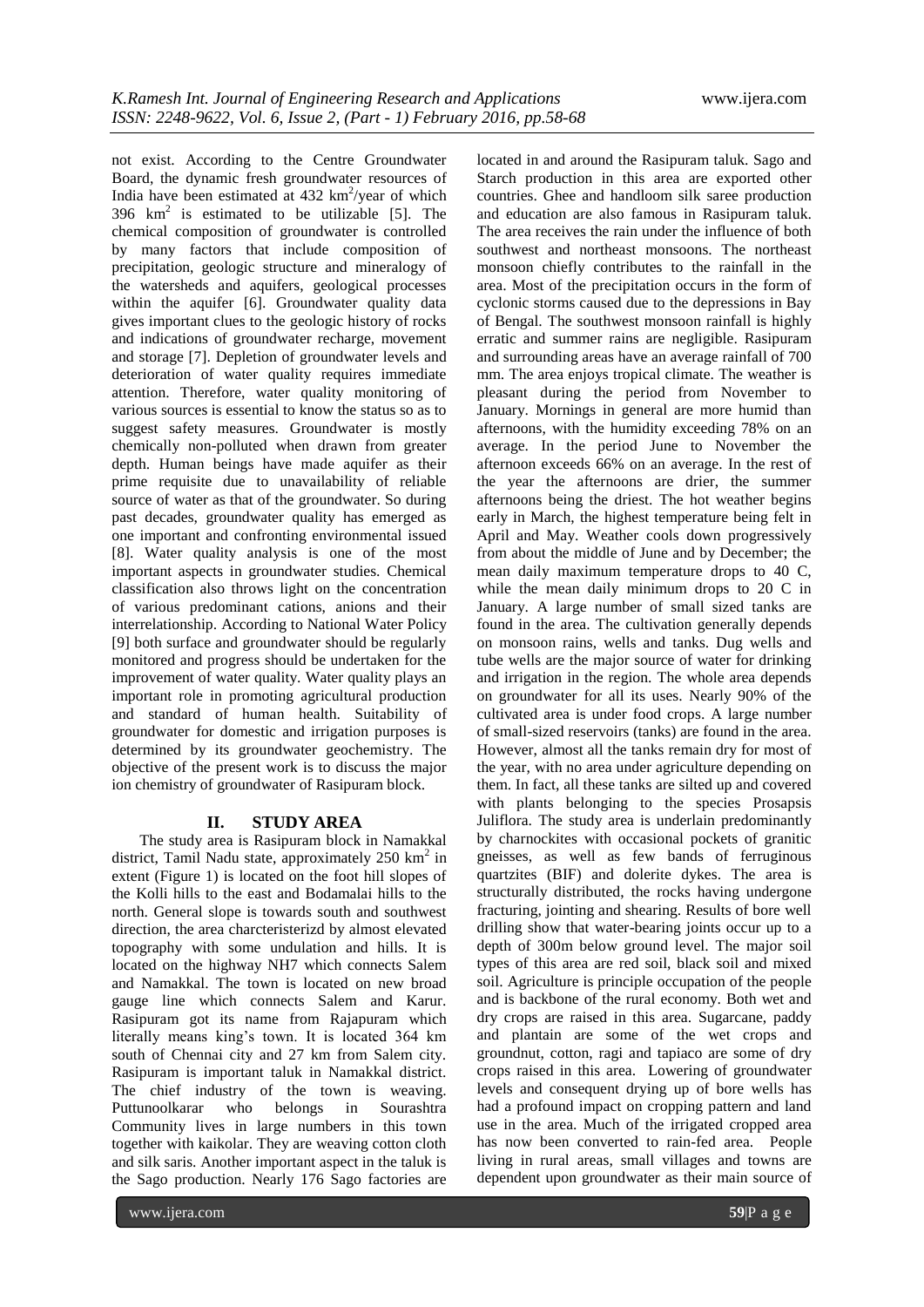not exist. According to the Centre Groundwater Board, the dynamic fresh groundwater resources of India have been estimated at 432 $km^2$/year of which 396 $km^2$ is estimated to be utilizable [5]. The chemical composition of groundwater is controlled by many factors that include composition of precipitation, geologic structure and mineralogy of the watersheds and aquifers, geological processes within the aquifer [6]. Groundwater quality data gives important clues to the geologic history of rocks and indications of groundwater recharge, movement and storage [7]. Depletion of groundwater levels and deterioration of water quality requires immediate attention. Therefore, water quality monitoring of various sources is essential to know the status so as to suggest safety measures. Groundwater is mostly chemically non-polluted when drawn from greater depth. Human beings have made aquifer as their prime requisite due to unavailability of reliable source of water as that of the groundwater. So during past decades, groundwater quality has emerged as one important and confronting environmental issued [8]. Water quality analysis is one of the most important aspects in groundwater studies. Chemical classification also throws light on the concentration of various predominant cations, anions and their interrelationship. According to National Water Policy [9] both surface and groundwater should be regularly monitored and progress should be undertaken for the improvement of water quality. Water quality plays an important role in promoting agricultural production and standard of human health. Suitability of groundwater for domestic and irrigation purposes is determined by its groundwater geochemistry. The objective of the present work is to discuss the major ion chemistry of groundwater of Rasipuram block.

## II. STUDY AREA

The study area is Rasipuram block in Namakkal district, Tamil Nadu state, approximately 250 $km^2$ in extent (Figure 1) is located on the foot hill slopes of the Kolli hills to the east and Bodamalai hills to the north. General slope is towards south and southwest direction, the area charcteristerizd by almost elevated topography with some undulation and hills. It is located on the highway NH7 which connects Salem and Namakkal. The town is located on new broad gauge line which connects Salem and Karur. Rasipuram got its name from Rajapuram which literally means king's town. It is located 364 km south of Chennai city and 27 km from Salem city. Rasipuram is important taluk in Namakkal district. The chief industry of the town is weaving. Puttunoolkarar who belongs in Sourashtra Community lives in large numbers in this town together with kaikolar. They are weaving cotton cloth and silk saris. Another important aspect in the taluk is the Sago production. Nearly 176 Sago factories are located in and around the Rasipuram taluk. Sago and Starch production in this area are exported other countries. Ghee and handloom silk saree production and education are also famous in Rasipuram taluk. The area receives the rain under the influence of both southwest and northeast monsoons. The northeast monsoon chiefly contributes to the rainfall in the area. Most of the precipitation occurs in the form of cyclonic storms caused due to the depressions in Bay of Bengal. The southwest monsoon rainfall is highly erratic and summer rains are negligible. Rasipuram and surrounding areas have an average rainfall of 700 mm. The area enjoys tropical climate. The weather is pleasant during the period from November to January. Mornings in general are more humid than afternoons, with the humidity exceeding 78% on an average. In the period June to November the afternoon exceeds 66% on an average. In the rest of the year the afternoons are drier, the summer afternoons being the driest. The hot weather begins early in March, the highest temperature being felt in April and May. Weather cools down progressively from about the middle of June and by December; the mean daily maximum temperature drops to 40 C, while the mean daily minimum drops to 20 C in January. A large number of small sized tanks are found in the area. The cultivation generally depends on monsoon rains, wells and tanks. Dug wells and tube wells are the major source of water for drinking and irrigation in the region. The whole area depends on groundwater for all its uses. Nearly 90% of the cultivated area is under food crops. A large number of small-sized reservoirs (tanks) are found in the area. However, almost all the tanks remain dry for most of the year, with no area under agriculture depending on them. In fact, all these tanks are silted up and covered with plants belonging to the species Prosapsis Juliflora. The study area is underlain predominantly by charnockites with occasional pockets of granitic gneisses, as well as few bands of ferruginous quartzites (BIF) and dolerite dykes. The area is structurally distributed, the rocks having undergone fracturing, jointing and shearing. Results of bore well drilling show that water-bearing joints occur up to a depth of 300m below ground level. The major soil types of this area are red soil, black soil and mixed soil. Agriculture is principle occupation of the people and is backbone of the rural economy. Both wet and dry crops are raised in this area. Sugarcane, paddy and plantain are some of the wet crops and groundnut, cotton, ragi and tapiaco are some of dry crops raised in this area. Lowering of groundwater levels and consequent drying up of bore wells has had a profound impact on cropping pattern and land use in the area. Much of the irrigated cropped area has now been converted to rain-fed area. People living in rural areas, small villages and towns are dependent upon groundwater as their main source of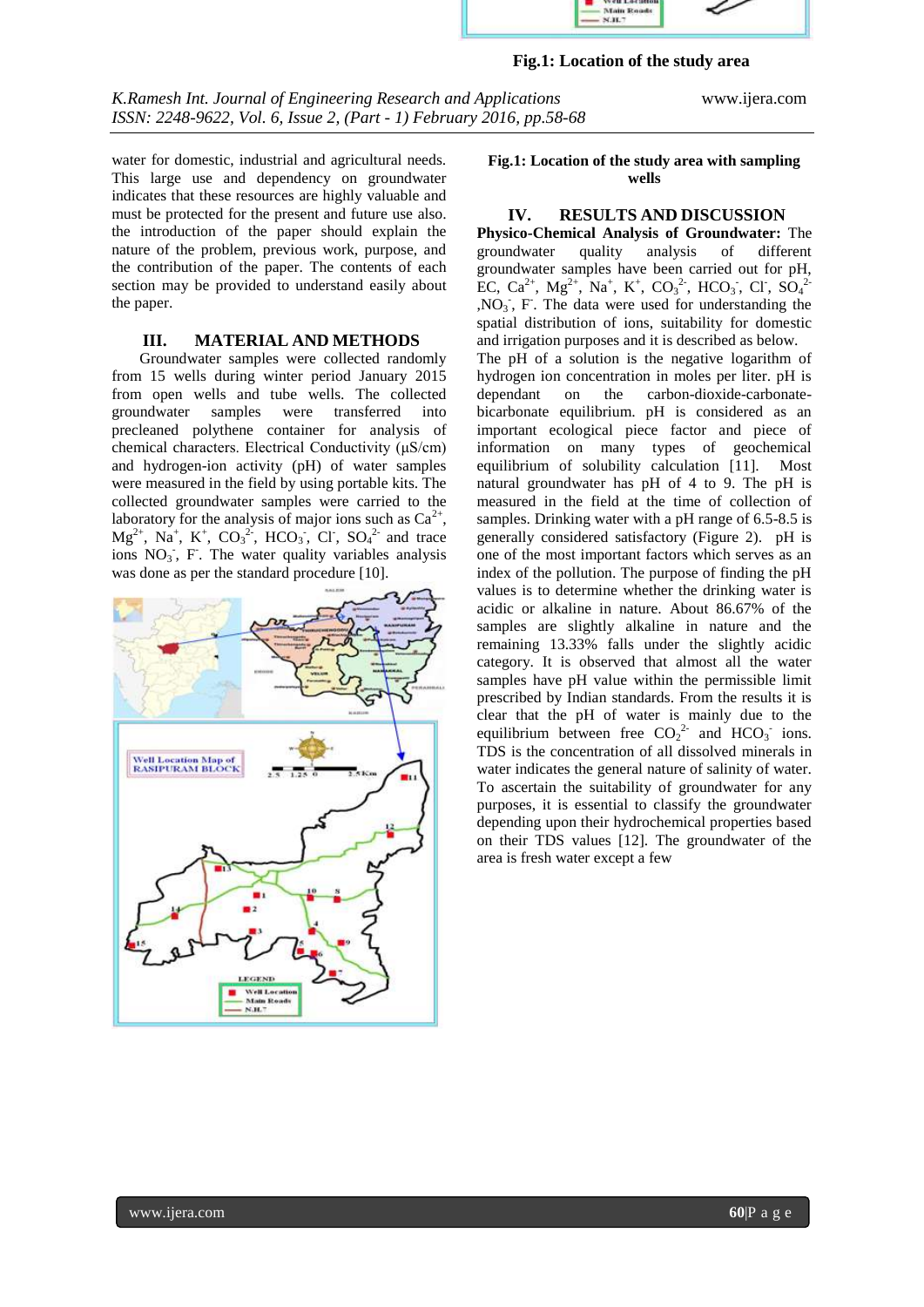**Fig.1: Location of the study area**

water for domestic, industrial and agricultural needs. This large use and dependency on groundwater indicates that these resources are highly valuable and must be protected for the present and future use also. the introduction of the paper should explain the nature of the problem, previous work, purpose, and the contribution of the paper. The contents of each section may be provided to understand easily about the paper.

## III. MATERIAL AND METHODS

Groundwater samples were collected randomly from 15 wells during winter period January 2015 from open wells and tube wells. The collected groundwater samples were transferred into precleaned polythene container for analysis of chemical characters. Electrical Conductivity (µS/cm) and hydrogen-ion activity (pH) of water samples were measured in the field by using portable kits. The collected groundwater samples were carried to the laboratory for the analysis of major ions such as $Ca^{2+}$, $Mg^{2+}$, $Na^{+}$, $K^{+}$, $CO_3^{2-}$, $HCO_3^{-}$, $Cl^{-}$, $SO_4^{2-}$ and trace ions $NO_3^{-}$, $F^{-}$. The water quality variables analysis was done as per the standard procedure [10].

**Fig.1: Location of the study area with sampling wells**

## IV. RESULTS AND DISCUSSION

**Physico-Chemical Analysis of Groundwater:** The groundwater quality analysis of different groundwater samples have been carried out for pH, EC, $Ca^{2+}$, $Mg^{2+}$, $Na^{+}$, $K^{+}$, $CO_3^{2-}$, $HCO_3^{-}$, $Cl^{-}$, $SO_4^{2-}$ ,$NO_3^{-}$, $F^{-}$. The data were used for understanding the spatial distribution of ions, suitability for domestic and irrigation purposes and it is described as below.

The pH of a solution is the negative logarithm of hydrogen ion concentration in moles per liter. pH is dependant on the carbon-dioxide-carbonate-bicarbonate equilibrium. pH is considered as an important ecological piece factor and piece of information on many types of geochemical equilibrium of solubility calculation [11]. Most natural groundwater has pH of 4 to 9. The pH is measured in the field at the time of collection of samples. Drinking water with a pH range of 6.5-8.5 is generally considered satisfactory (Figure 2). pH is one of the most important factors which serves as an index of the pollution. The purpose of finding the pH values is to determine whether the drinking water is acidic or alkaline in nature. About 86.67% of the samples are slightly alkaline in nature and the remaining 13.33% falls under the slightly acidic category. It is observed that almost all the water samples have pH value within the permissible limit prescribed by Indian standards. From the results it is clear that the pH of water is mainly due to the equilibrium between free $CO_2^{2-}$ and $HCO_3^{-}$ ions.

TDS is the concentration of all dissolved minerals in water indicates the general nature of salinity of water. To ascertain the suitability of groundwater for any purposes, it is essential to classify the groundwater depending upon their hydrochemical properties based on their TDS values [12]. The groundwater of the area is fresh water except a few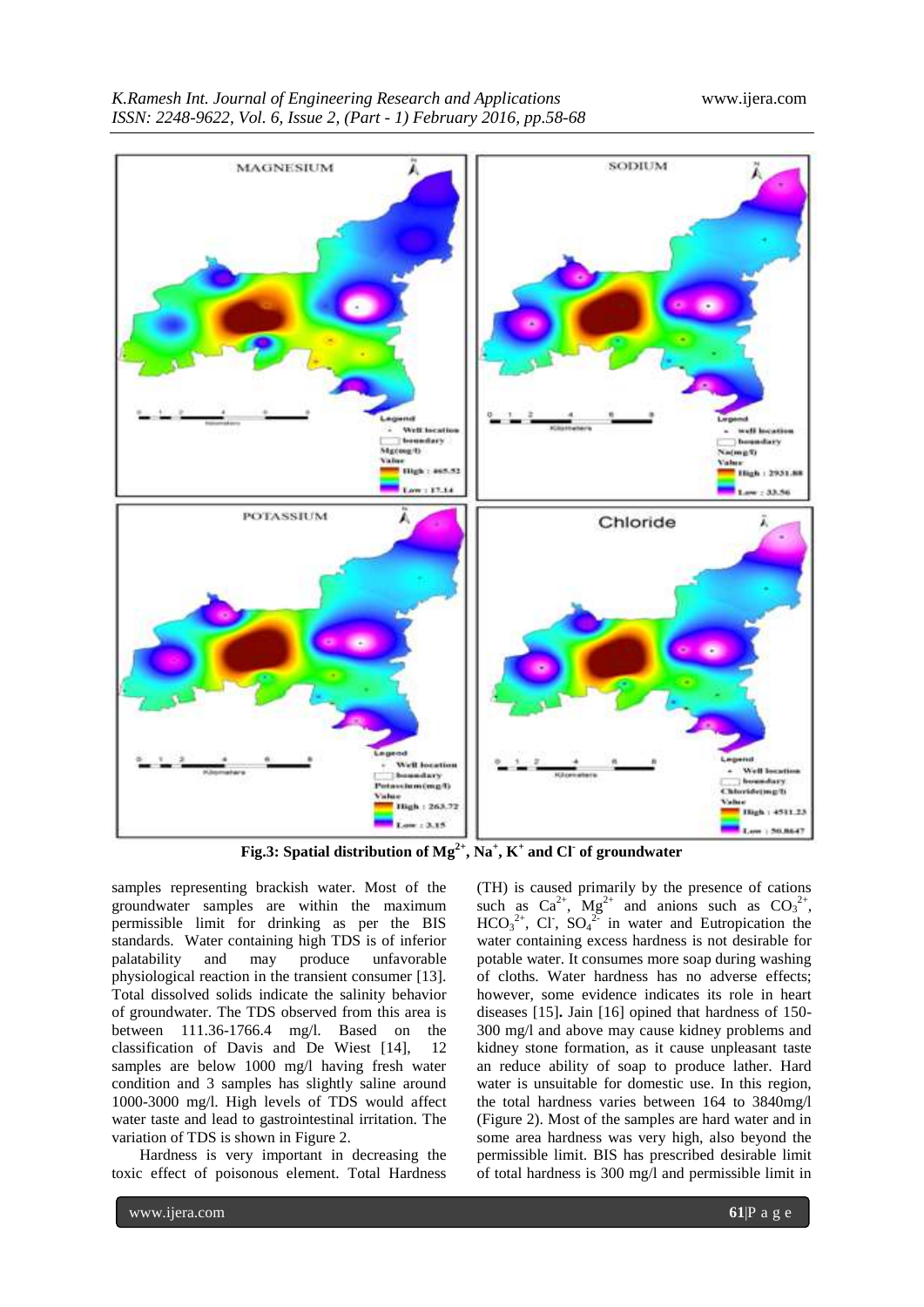**Fig.3: Spatial distribution of $Mg^{2+}$, $Na^{+}$, $K^{+}$ and $Cl^{-}$ of groundwater**

samples representing brackish water. Most of the groundwater samples are within the maximum permissible limit for drinking as per the BIS standards. Water containing high TDS is of inferior palatability and may produce unfavorable physiological reaction in the transient consumer [13]. Total dissolved solids indicate the salinity behavior of groundwater. The TDS observed from this area is between 111.36-1766.4 mg/l. Based on the classification of Davis and De Wiest [14], 12 samples are below 1000 mg/l having fresh water condition and 3 samples has slightly saline around 1000-3000 mg/l. High levels of TDS would affect water taste and lead to gastrointestinal irritation. The variation of TDS is shown in Figure 2.

Hardness is very important in decreasing the toxic effect of poisonous element. Total Hardness (TH) is caused primarily by the presence of cations such as $Ca^{2+}$, $Mg^{2+}$ and anions such as $CO_3^{2+}$, $HCO_3^{2+}$, $Cl^{-}$, $SO_4^{2-}$ in water and Eutropication the water containing excess hardness is not desirable for potable water. It consumes more soap during washing of cloths. Water hardness has no adverse effects; however, some evidence indicates its role in heart diseases [15]**.** Jain [16] opined that hardness of 150-300 mg/l and above may cause kidney problems and kidney stone formation, as it cause unpleasant taste an reduce ability of soap to produce lather. Hard water is unsuitable for domestic use. In this region, the total hardness varies between 164 to 3840mg/l (Figure 2). Most of the samples are hard water and in some area hardness was very high, also beyond the permissible limit. BIS has prescribed desirable limit of total hardness is 300 mg/l and permissible limit in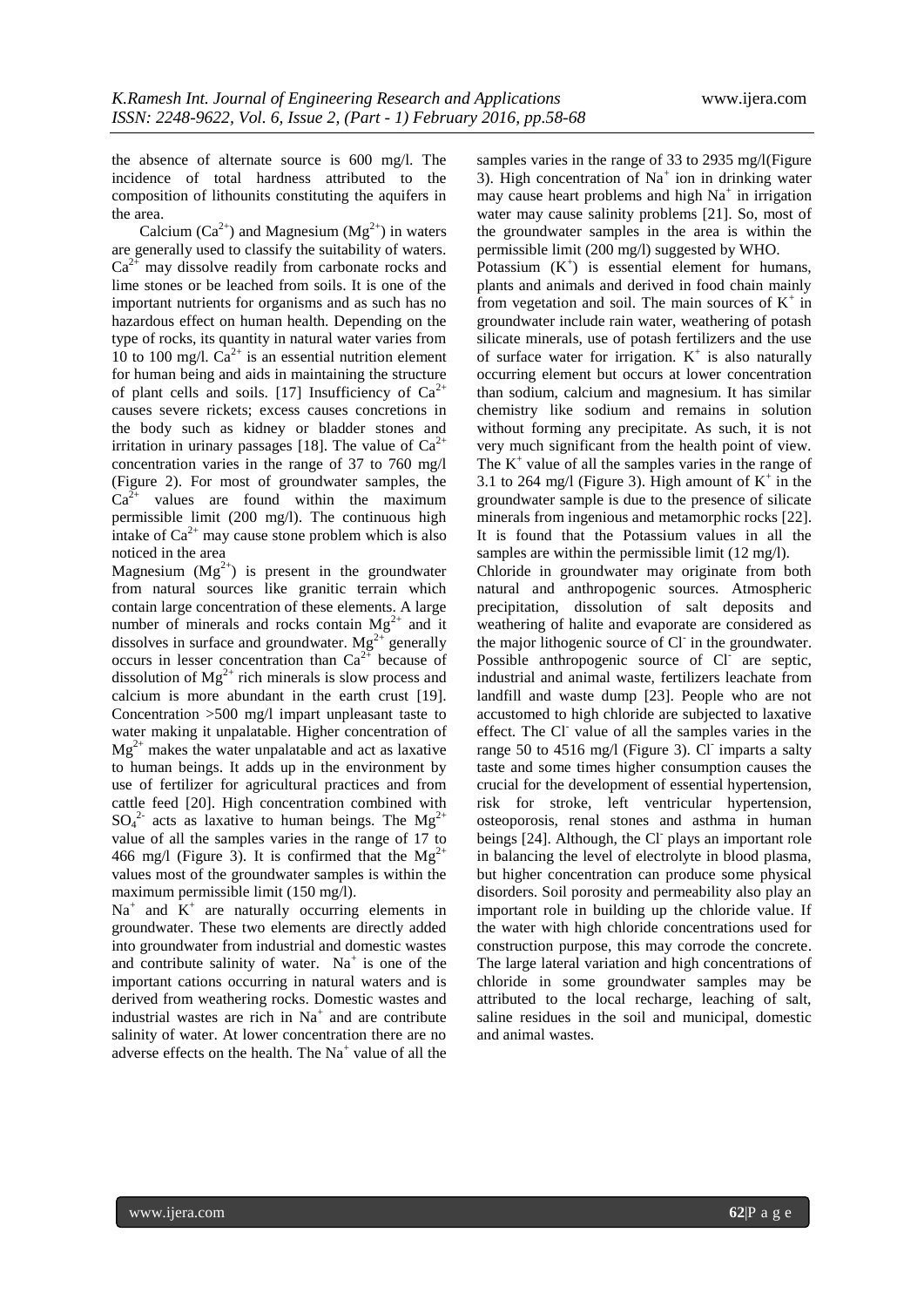the absence of alternate source is 600 mg/l. The incidence of total hardness attributed to the composition of lithounits constituting the aquifers in the area.

Calcium ($Ca^{2+}$) and Magnesium ($Mg^{2+}$) in waters are generally used to classify the suitability of waters. $Ca^{2+}$ may dissolve readily from carbonate rocks and lime stones or be leached from soils. It is one of the important nutrients for organisms and as such has no hazardous effect on human health. Depending on the type of rocks, its quantity in natural water varies from 10 to 100 mg/l. $Ca^{2+}$ is an essential nutrition element for human being and aids in maintaining the structure of plant cells and soils. [17] Insufficiency of $Ca^{2+}$ causes severe rickets; excess causes concretions in the body such as kidney or bladder stones and irritation in urinary passages [18]. The value of $Ca^{2+}$ concentration varies in the range of 37 to 760 mg/l (Figure 2). For most of groundwater samples, the $Ca^{2+}$ values are found within the maximum permissible limit (200 mg/l). The continuous high intake of $Ca^{2+}$ may cause stone problem which is also noticed in the area

Magnesium ($Mg^{2+}$) is present in the groundwater from natural sources like granitic terrain which contain large concentration of these elements. A large number of minerals and rocks contain $Mg^{2+}$ and it dissolves in surface and groundwater. $Mg^{2+}$ generally occurs in lesser concentration than $Ca^{2+}$ because of dissolution of $Mg^{2+}$ rich minerals is slow process and calcium is more abundant in the earth crust [19]. Concentration >500 mg/l impart unpleasant taste to water making it unpalatable. Higher concentration of $Mg^{2+}$ makes the water unpalatable and act as laxative to human beings. It adds up in the environment by use of fertilizer for agricultural practices and from cattle feed [20]. High concentration combined with $SO_4^{2-}$ acts as laxative to human beings. The $Mg^{2+}$ value of all the samples varies in the range of 17 to 466 mg/l (Figure 3). It is confirmed that the $Mg^{2+}$ values most of the groundwater samples is within the maximum permissible limit (150 mg/l).

$Na^+$ and $K^+$ are naturally occurring elements in groundwater. These two elements are directly added into groundwater from industrial and domestic wastes and contribute salinity of water. $Na^+$ is one of the important cations occurring in natural waters and is derived from weathering rocks. Domestic wastes and industrial wastes are rich in $Na^+$ and are contribute salinity of water. At lower concentration there are no adverse effects on the health. The $Na^+$ value of all the samples varies in the range of 33 to 2935 mg/l(Figure 3). High concentration of $Na^+$ ion in drinking water may cause heart problems and high $Na^+$ in irrigation water may cause salinity problems [21]. So, most of the groundwater samples in the area is within the permissible limit (200 mg/l) suggested by WHO.

Potassium ($K^+$) is essential element for humans, plants and animals and derived in food chain mainly from vegetation and soil. The main sources of $K^+$ in groundwater include rain water, weathering of potash silicate minerals, use of potash fertilizers and the use of surface water for irrigation. $K^+$ is also naturally occurring element but occurs at lower concentration than sodium, calcium and magnesium. It has similar chemistry like sodium and remains in solution without forming any precipitate. As such, it is not very much significant from the health point of view. The $K^+$ value of all the samples varies in the range of 3.1 to 264 mg/l (Figure 3). High amount of $K^+$ in the groundwater sample is due to the presence of silicate minerals from ingenious and metamorphic rocks [22]. It is found that the Potassium values in all the samples are within the permissible limit (12 mg/l).

Chloride in groundwater may originate from both natural and anthropogenic sources. Atmospheric precipitation, dissolution of salt deposits and weathering of halite and evaporate are considered as the major lithogenic source of $Cl^-$ in the groundwater. Possible anthropogenic source of $Cl^-$ are septic, industrial and animal waste, fertilizers leachate from landfill and waste dump [23]. People who are not accustomed to high chloride are subjected to laxative effect. The $Cl^-$ value of all the samples varies in the range 50 to 4516 mg/l (Figure 3). $Cl^-$ imparts a salty taste and some times higher consumption causes the crucial for the development of essential hypertension, risk for stroke, left ventricular hypertension, osteoporosis, renal stones and asthma in human beings [24]. Although, the $Cl^-$ plays an important role in balancing the level of electrolyte in blood plasma, but higher concentration can produce some physical disorders. Soil porosity and permeability also play an important role in building up the chloride value. If the water with high chloride concentrations used for construction purpose, this may corrode the concrete. The large lateral variation and high concentrations of chloride in some groundwater samples may be attributed to the local recharge, leaching of salt, saline residues in the soil and municipal, domestic and animal wastes.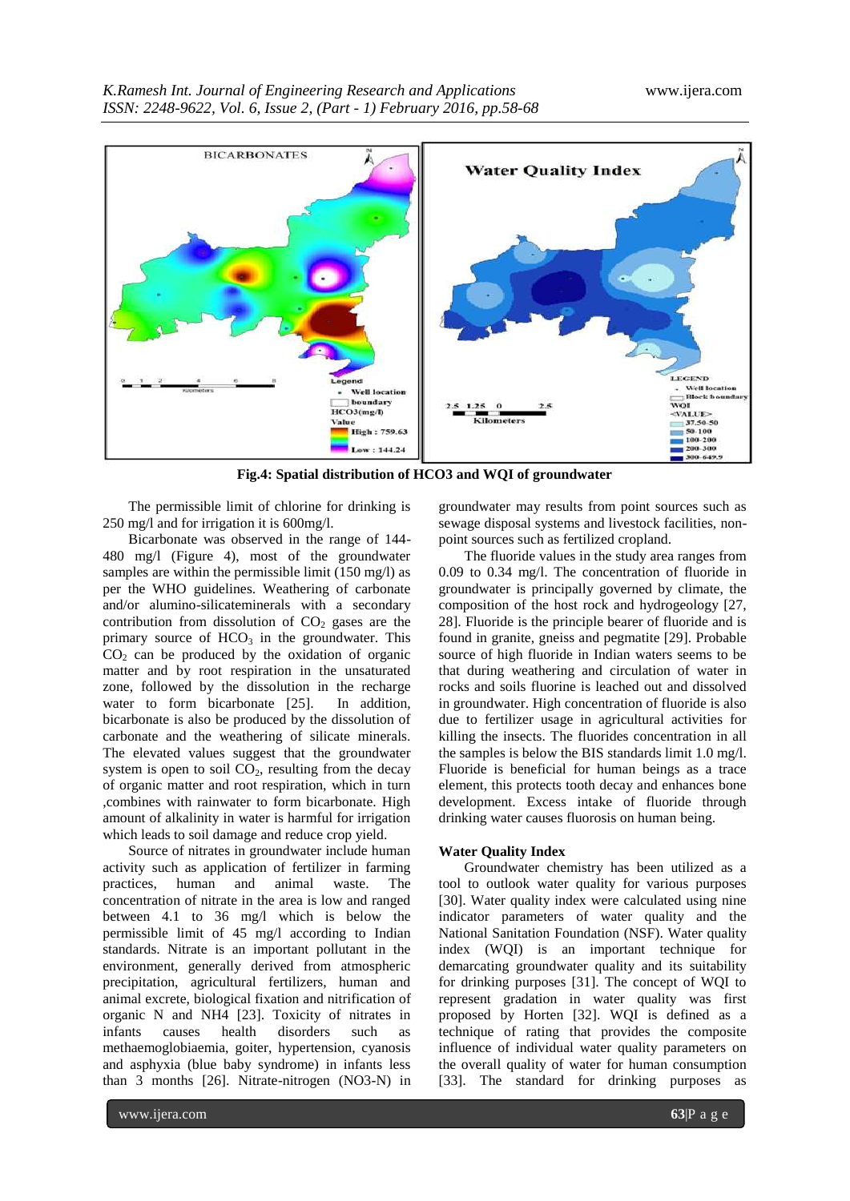Fig.4: Spatial distribution of HCO3 and WQI of groundwater

The permissible limit of chlorine for drinking is 250 mg/l and for irrigation it is 600mg/l.

Bicarbonate was observed in the range of 144-480 mg/l (Figure 4), most of the groundwater samples are within the permissible limit (150 mg/l) as per the WHO guidelines. Weathering of carbonate and/or alumino-silicateminerals with a secondary contribution from dissolution of $CO_2$ gases are the primary source of $HCO_3$ in the groundwater. This $CO_2$ can be produced by the oxidation of organic matter and by root respiration in the unsaturated zone, followed by the dissolution in the recharge water to form bicarbonate [25]. In addition, bicarbonate is also be produced by the dissolution of carbonate and the weathering of silicate minerals. The elevated values suggest that the groundwater system is open to soil $CO_2$, resulting from the decay of organic matter and root respiration, which in turn ,combines with rainwater to form bicarbonate. High amount of alkalinity in water is harmful for irrigation which leads to soil damage and reduce crop yield.

Source of nitrates in groundwater include human activity such as application of fertilizer in farming practices, human and animal waste. The concentration of nitrate in the area is low and ranged between 4.1 to 36 mg/l which is below the permissible limit of 45 mg/l according to Indian standards. Nitrate is an important pollutant in the environment, generally derived from atmospheric precipitation, agricultural fertilizers, human and animal excrete, biological fixation and nitrification of organic N and NH4 [23]. Toxicity of nitrates in infants causes health disorders such as methaemoglobiaemia, goiter, hypertension, cyanosis and asphyxia (blue baby syndrome) in infants less than 3 months [26]. Nitrate-nitrogen (NO3-N) in groundwater may results from point sources such as sewage disposal systems and livestock facilities, non-point sources such as fertilized cropland.

The fluoride values in the study area ranges from 0.09 to 0.34 mg/l. The concentration of fluoride in groundwater is principally governed by climate, the composition of the host rock and hydrogeology [27, 28]. Fluoride is the principle bearer of fluoride and is found in granite, gneiss and pegmatite [29]. Probable source of high fluoride in Indian waters seems to be that during weathering and circulation of water in rocks and soils fluorine is leached out and dissolved in groundwater. High concentration of fluoride is also due to fertilizer usage in agricultural activities for killing the insects. The fluorides concentration in all the samples is below the BIS standards limit 1.0 mg/l. Fluoride is beneficial for human beings as a trace element, this protects tooth decay and enhances bone development. Excess intake of fluoride through drinking water causes fluorosis on human being.

### Water Quality Index

Groundwater chemistry has been utilized as a tool to outlook water quality for various purposes [30]. Water quality index were calculated using nine indicator parameters of water quality and the National Sanitation Foundation (NSF). Water quality index (WQI) is an important technique for demarcating groundwater quality and its suitability for drinking purposes [31]. The concept of WQI to represent gradation in water quality was first proposed by Horten [32]. WQI is defined as a technique of rating that provides the composite influence of individual water quality parameters on the overall quality of water for human consumption [33]. The standard for drinking purposes as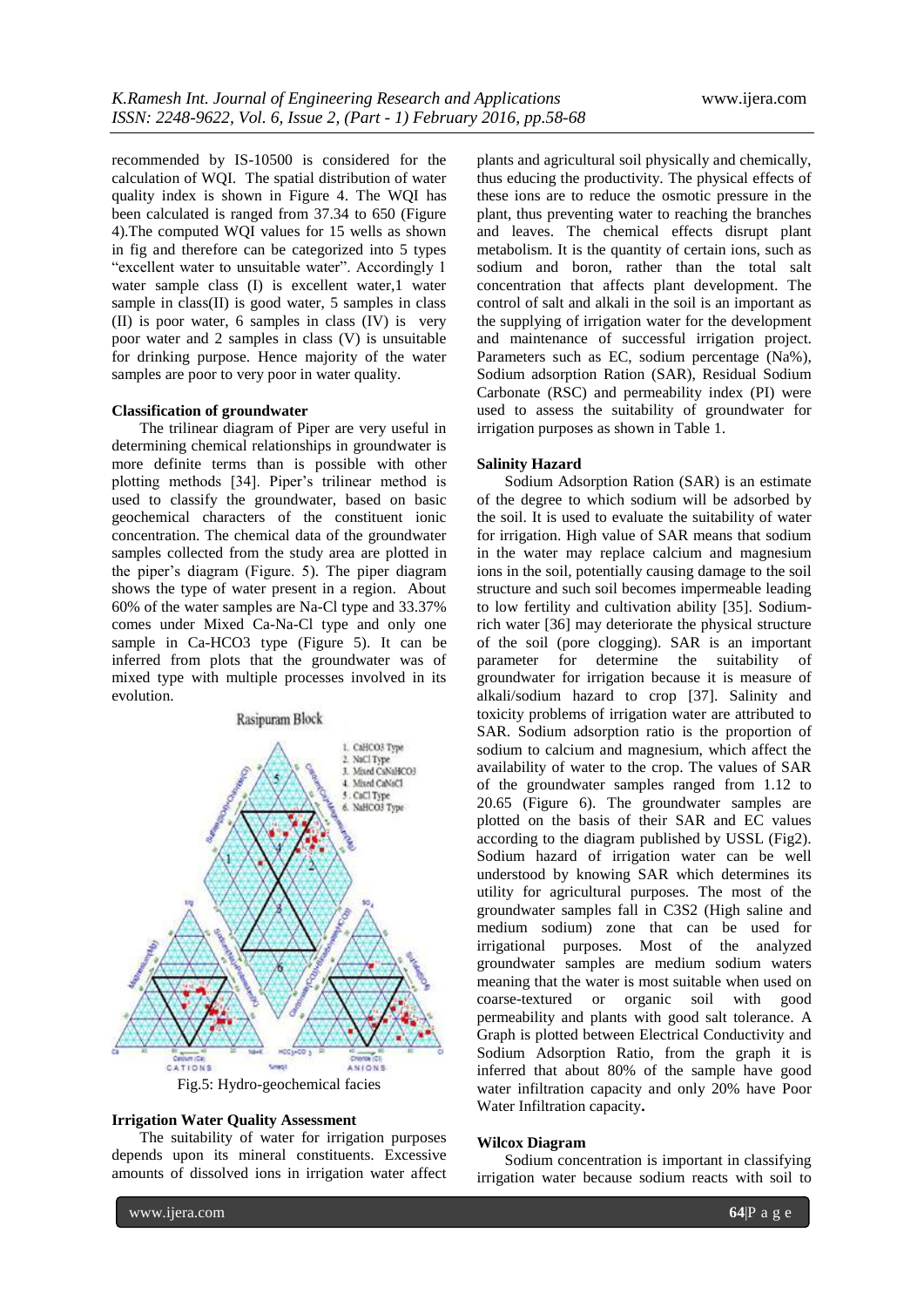recommended by IS-10500 is considered for the calculation of WQI. The spatial distribution of water quality index is shown in Figure 4. The WQI has been calculated is ranged from 37.34 to 650 (Figure 4).The computed WQI values for 15 wells as shown in fig and therefore can be categorized into 5 types "excellent water to unsuitable water". Accordingly 1 water sample class (I) is excellent water,1 water sample in class(II) is good water, 5 samples in class (II) is poor water, 6 samples in class (IV) is very poor water and 2 samples in class (V) is unsuitable for drinking purpose. Hence majority of the water samples are poor to very poor in water quality.

**Classification of groundwater**

The trilinear diagram of Piper are very useful in determining chemical relationships in groundwater is more definite terms than is possible with other plotting methods [34]. Piper's trilinear method is used to classify the groundwater, based on basic geochemical characters of the constituent ionic concentration. The chemical data of the groundwater samples collected from the study area are plotted in the piper's diagram (Figure. 5). The piper diagram shows the type of water present in a region. About 60% of the water samples are Na-Cl type and 33.37% comes under Mixed Ca-Na-Cl type and only one sample in Ca-HCO3 type (Figure 5). It can be inferred from plots that the groundwater was of mixed type with multiple processes involved in its evolution.

Fig.5: Hydro-geochemical facies

**Irrigation Water Quality Assessment**

The suitability of water for irrigation purposes depends upon its mineral constituents. Excessive amounts of dissolved ions in irrigation water affect plants and agricultural soil physically and chemically, thus educing the productivity. The physical effects of these ions are to reduce the osmotic pressure in the plant, thus preventing water to reaching the branches and leaves. The chemical effects disrupt plant metabolism. It is the quantity of certain ions, such as sodium and boron, rather than the total salt concentration that affects plant development. The control of salt and alkali in the soil is an important as the supplying of irrigation water for the development and maintenance of successful irrigation project. Parameters such as EC, sodium percentage (Na%), Sodium adsorption Ration (SAR), Residual Sodium Carbonate (RSC) and permeability index (PI) were used to assess the suitability of groundwater for irrigation purposes as shown in Table 1.

**Salinity Hazard**

Sodium Adsorption Ration (SAR) is an estimate of the degree to which sodium will be adsorbed by the soil. It is used to evaluate the suitability of water for irrigation. High value of SAR means that sodium in the water may replace calcium and magnesium ions in the soil, potentially causing damage to the soil structure and such soil becomes impermeable leading to low fertility and cultivation ability [35]. Sodium-rich water [36] may deteriorate the physical structure of the soil (pore clogging). SAR is an important parameter for determine the suitability of groundwater for irrigation because it is measure of alkali/sodium hazard to crop [37]. Salinity and toxicity problems of irrigation water are attributed to SAR. Sodium adsorption ratio is the proportion of sodium to calcium and magnesium, which affect the availability of water to the crop. The values of SAR of the groundwater samples ranged from 1.12 to 20.65 (Figure 6). The groundwater samples are plotted on the basis of their SAR and EC values according to the diagram published by USSL (Fig2). Sodium hazard of irrigation water can be well understood by knowing SAR which determines its utility for agricultural purposes. The most of the groundwater samples fall in C3S2 (High saline and medium sodium) zone that can be used for irrigational purposes. Most of the analyzed groundwater samples are medium sodium waters meaning that the water is most suitable when used on coarse-textured or organic soil with good permeability and plants with good salt tolerance. A Graph is plotted between Electrical Conductivity and Sodium Adsorption Ratio, from the graph it is inferred that about 80% of the sample have good water infiltration capacity and only 20% have Poor Water Infiltration capacity**.**

**Wilcox Diagram**

Sodium concentration is important in classifying irrigation water because sodium reacts with soil to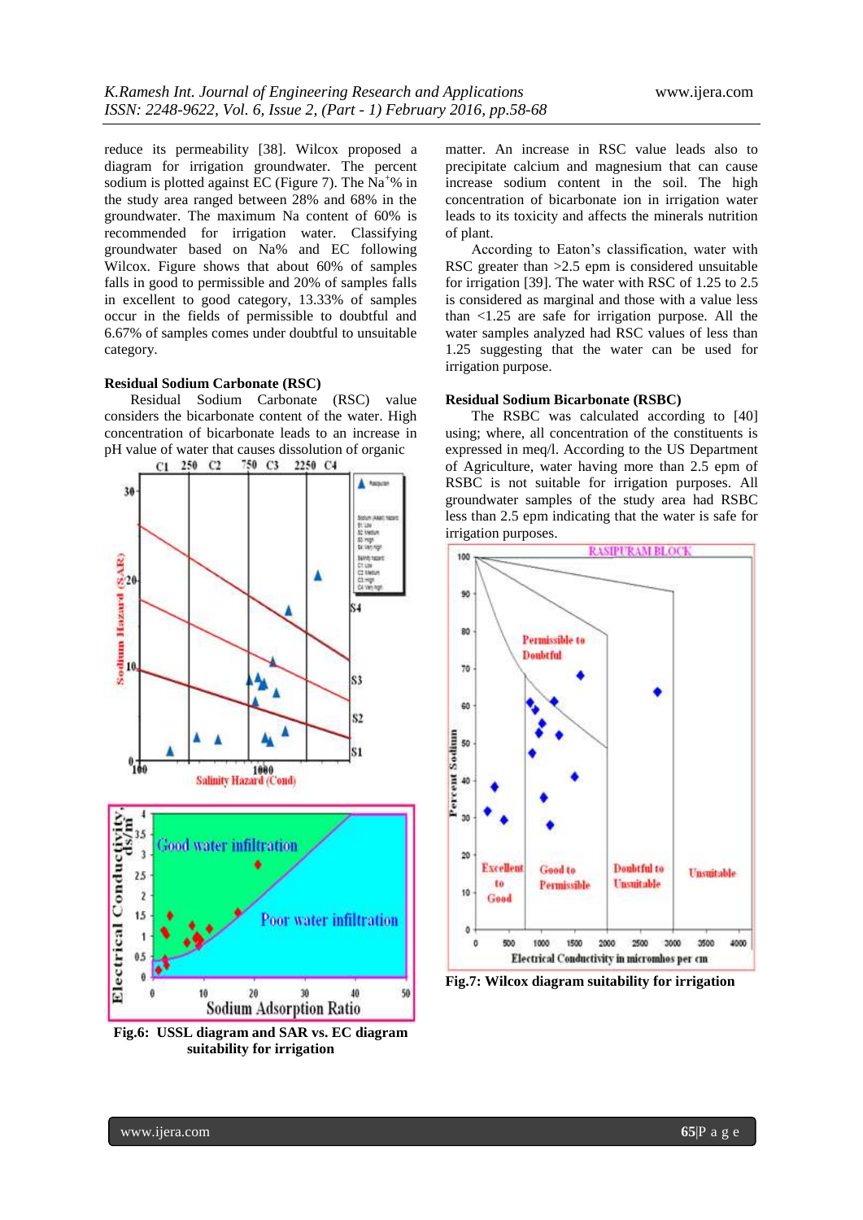reduce its permeability [38]. Wilcox proposed a diagram for irrigation groundwater. The percent sodium is plotted against EC (Figure 7). The $Na^{+}$% in the study area ranged between 28% and 68% in the groundwater. The maximum Na content of 60% is recommended for irrigation water. Classifying groundwater based on Na% and EC following Wilcox. Figure shows that about 60% of samples falls in good to permissible and 20% of samples falls in excellent to good category, 13.33% of samples occur in the fields of permissible to doubtful and 6.67% of samples comes under doubtful to unsuitable category.

### Residual Sodium Carbonate (RSC)

Residual Sodium Carbonate (RSC) value considers the bicarbonate content of the water. High concentration of bicarbonate leads to an increase in pH value of water that causes dissolution of organic matter. An increase in RSC value leads also to precipitate calcium and magnesium that can cause increase sodium content in the soil. The high concentration of bicarbonate ion in irrigation water leads to its toxicity and affects the minerals nutrition of plant.

According to Eaton's classification, water with RSC greater than >2.5 epm is considered unsuitable for irrigation [39]. The water with RSC of 1.25 to 2.5 is considered as marginal and those with a value less than <1.25 are safe for irrigation purpose. All the water samples analyzed had RSC values of less than 1.25 suggesting that the water can be used for irrigation purpose.

**Fig.6: USSL diagram and SAR vs. EC diagram suitability for irrigation**

### Residual Sodium Bicarbonate (RSBC)

The RSBC was calculated according to [40] using; where, all concentration of the constituents is expressed in meq/l. According to the US Department of Agriculture, water having more than 2.5 epm of RSBC is not suitable for irrigation purposes. All groundwater samples of the study area had RSBC less than 2.5 epm indicating that the water is safe for irrigation purposes.

**Fig.7: Wilcox diagram suitability for irrigation**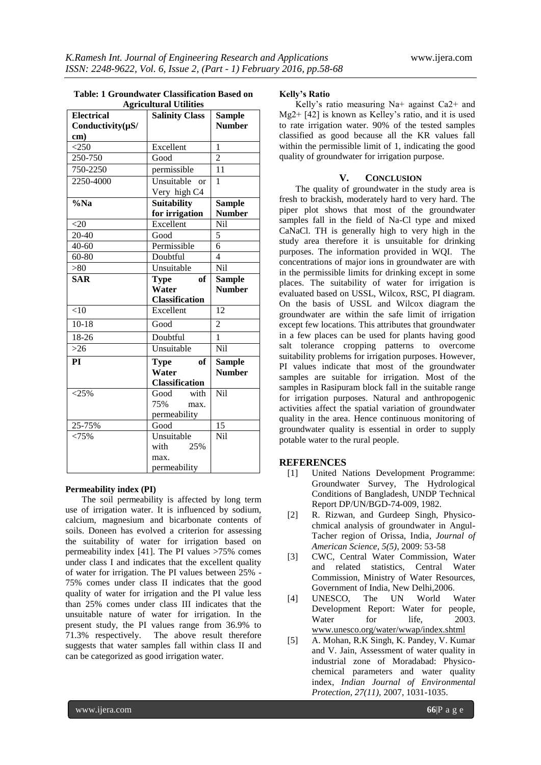**Table: 1 Groundwater Classification Based on Agricultural Utilities**

| Electrical Conductivity(μS/cm) | Salinity Class | Sample Number |
|---|---|---|
| <250 | Excellent | 1 |
| 250-750 | Good | 2 |
| 750-2250 | permissible | 11 |
| 2250-4000 | Unsuitable or Very high C4 | 1 |
| **%Na** | **Suitability for irrigation** | **Sample Number** |
| <20 | Excellent | Nil |
| 20-40 | Good | 5 |
| 40-60 | Permissible | 6 |
| 60-80 | Doubtful | 4 |
| >80 | Unsuitable | Nil |
| **SAR** | **Type of Water Classification** | **Sample Number** |
| <10 | Excellent | 12 |
| 10-18 | Good | 2 |
| 18-26 | Doubtful | 1 |
| >26 | Unsuitable | Nil |
| **PI** | **Type of Water Classification** | **Sample Number** |
| <25% | Good with 75% max. permeability | Nil |
| 25-75% | Good | 15 |
| <75% | Unsuitable with 25% max. permeability | Nil |

**Permeability index (PI)**

The soil permeability is affected by long term use of irrigation water. It is influenced by sodium, calcium, magnesium and bicarbonate contents of soils. Doneen has evolved a criterion for assessing the suitability of water for irrigation based on permeability index [41]. The PI values >75% comes under class I and indicates that the excellent quality of water for irrigation. The PI values between 25% - 75% comes under class II indicates that the good quality of water for irrigation and the PI value less than 25% comes under class III indicates that the unsuitable nature of water for irrigation. In the present study, the PI values range from 36.9% to 71.3% respectively. The above result therefore suggests that water samples fall within class II and can be categorized as good irrigation water.

**Kelly's Ratio**

Kelly's ratio measuring $Na^+$ against $Ca^{2+}$ and $Mg^{2+}$ [42] is known as Kelley's ratio, and it is used to rate irrigation water. 90% of the tested samples classified as good because all the KR values fall within the permissible limit of 1, indicating the good quality of groundwater for irrigation purpose.

## V. CONCLUSION

The quality of groundwater in the study area is fresh to brackish, moderately hard to very hard. The piper plot shows that most of the groundwater samples fall in the field of Na-Cl type and mixed CaNaCl. TH is generally high to very high in the study area therefore it is unsuitable for drinking purposes. The information provided in WQI. The concentrations of major ions in groundwater are with in the permissible limits for drinking except in some places. The suitability of water for irrigation is evaluated based on USSL, Wilcox, RSC, PI diagram. On the basis of USSL and Wilcox diagram the groundwater are within the safe limit of irrigation except few locations. This attributes that groundwater in a few places can be used for plants having good salt tolerance cropping patterns to overcome suitability problems for irrigation purposes. However, PI values indicate that most of the groundwater samples are suitable for irrigation. Most of the samples in Rasipuram block fall in the suitable range for irrigation purposes. Natural and anthropogenic activities affect the spatial variation of groundwater quality in the area. Hence continuous monitoring of groundwater quality is essential in order to supply potable water to the rural people.

## REFERENCES

[1] United Nations Development Programme: Groundwater Survey, The Hydrological Conditions of Bangladesh, UNDP Technical Report DP/UN/BGD-74-009, 1982.

[2] R. Rizwan, and Gurdeep Singh, Physico-chmical analysis of groundwater in Angul-Tacher region of Orissa, India, *Journal of American Science, 5(5)*, 2009: 53-58

[3] CWC, Central Water Commission, Water and related statistics, Central Water Commission, Ministry of Water Resources, Government of India, New Delhi,2006.

[4] UNESCO, The UN World Water Development Report: Water for people, Water for life, 2003. www.unesco.org/water/wwap/index.shtml

[5] A. Mohan, R.K Singh, K. Pandey, V. Kumar and V. Jain, Assessment of water quality in industrial zone of Moradabad: Physico-chemical parameters and water quality index, *Indian Journal of Environmental Protection, 27(11)*, 2007, 1031-1035.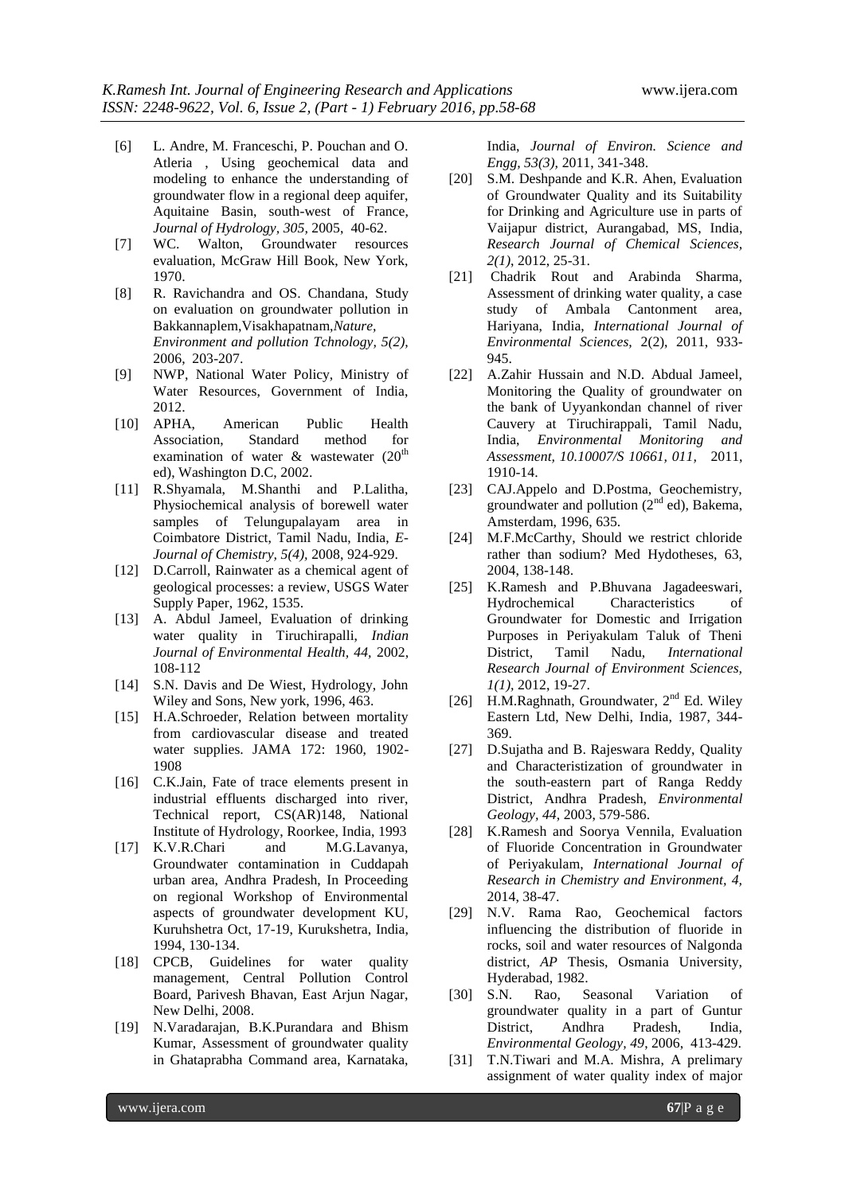[6] L. Andre, M. Franceschi, P. Pouchan and O. Atleria , Using geochemical data and modeling to enhance the understanding of groundwater flow in a regional deep aquifer, Aquitaine Basin, south-west of France, *Journal of Hydrology, 305,* 2005, 40-62.

[7] WC. Walton, Groundwater resources evaluation, McGraw Hill Book, New York, 1970.

[8] R. Ravichandra and OS. Chandana, Study on evaluation on groundwater pollution in Bakkannaplem,Visakhapatnam,*Nature, Environment and pollution Tchnology, 5(2),* 2006, 203-207.

[9] NWP, National Water Policy, Ministry of Water Resources, Government of India, 2012.

[10] APHA, American Public Health Association, Standard method for examination of water & wastewater (20th ed), Washington D.C, 2002.

[11] R.Shyamala, M.Shanthi and P.Lalitha, Physiochemical analysis of borewell water samples of Telungupalayam area in Coimbatore District, Tamil Nadu, India, *E-Journal of Chemistry, 5(4),* 2008, 924-929.

[12] D.Carroll, Rainwater as a chemical agent of geological processes: a review, USGS Water Supply Paper, 1962, 1535.

[13] A. Abdul Jameel, Evaluation of drinking water quality in Tiruchirapalli, *Indian Journal of Environmental Health, 44,* 2002, 108-112

[14] S.N. Davis and De Wiest, Hydrology, John Wiley and Sons, New york, 1996, 463.

[15] H.A.Schroeder, Relation between mortality from cardiovascular disease and treated water supplies. JAMA 172: 1960, 1902-1908

[16] C.K.Jain, Fate of trace elements present in industrial effluents discharged into river, Technical report, CS(AR)148, National Institute of Hydrology, Roorkee, India, 1993

[17] K.V.R.Chari and M.G.Lavanya, Groundwater contamination in Cuddapah urban area, Andhra Pradesh, In Proceeding on regional Workshop of Environmental aspects of groundwater development KU, Kuruhshetra Oct, 17-19, Kurukshetra, India, 1994, 130-134.

[18] CPCB, Guidelines for water quality management, Central Pollution Control Board, Parivesh Bhavan, East Arjun Nagar, New Delhi, 2008.

[19] N.Varadarajan, B.K.Purandara and Bhism Kumar, Assessment of groundwater quality in Ghataprabha Command area, Karnataka, India, *Journal of Environ. Science and Engg, 53(3),* 2011, 341-348.

[20] S.M. Deshpande and K.R. Ahen, Evaluation of Groundwater Quality and its Suitability for Drinking and Agriculture use in parts of Vaijapur district, Aurangabad, MS, India, *Research Journal of Chemical Sciences, 2(1),* 2012, 25-31.

[21] Chadrik Rout and Arabinda Sharma, Assessment of drinking water quality, a case study of Ambala Cantonment area, Hariyana, India, *International Journal of Environmental Sciences,* 2(2), 2011, 933-945.

[22] A.Zahir Hussain and N.D. Abdual Jameel, Monitoring the Quality of groundwater on the bank of Uyyankondan channel of river Cauvery at Tiruchirappali, Tamil Nadu, India, *Environmental Monitoring and Assessment, 10.10007/S 10661, 011,* 2011, 1910-14.

[23] CAJ.Appelo and D.Postma, Geochemistry, groundwater and pollution (2nd ed), Bakema, Amsterdam, 1996, 635.

[24] M.F.McCarthy, Should we restrict chloride rather than sodium? Med Hydotheses, 63, 2004, 138-148.

[25] K.Ramesh and P.Bhuvana Jagadeeswari, Hydrochemical Characteristics of Groundwater for Domestic and Irrigation Purposes in Periyakulam Taluk of Theni District, Tamil Nadu, *International Research Journal of Environment Sciences, 1(1),* 2012, 19-27.

[26] H.M.Raghnath, Groundwater, 2nd Ed. Wiley Eastern Ltd, New Delhi, India, 1987, 344-369.

[27] D.Sujatha and B. Rajeswara Reddy, Quality and Characteristization of groundwater in the south-eastern part of Ranga Reddy District, Andhra Pradesh, *Environmental Geology, 44,* 2003, 579-586.

[28] K.Ramesh and Soorya Vennila, Evaluation of Fluoride Concentration in Groundwater of Periyakulam, *International Journal of Research in Chemistry and Environment, 4,* 2014, 38-47.

[29] N.V. Rama Rao, Geochemical factors influencing the distribution of fluoride in rocks, soil and water resources of Nalgonda district, *AP* Thesis, Osmania University, Hyderabad, 1982.

[30] S.N. Rao, Seasonal Variation of groundwater quality in a part of Guntur District, Andhra Pradesh, India, *Environmental Geology, 49,* 2006, 413-429.

[31] T.N.Tiwari and M.A. Mishra, A prelimary assignment of water quality index of major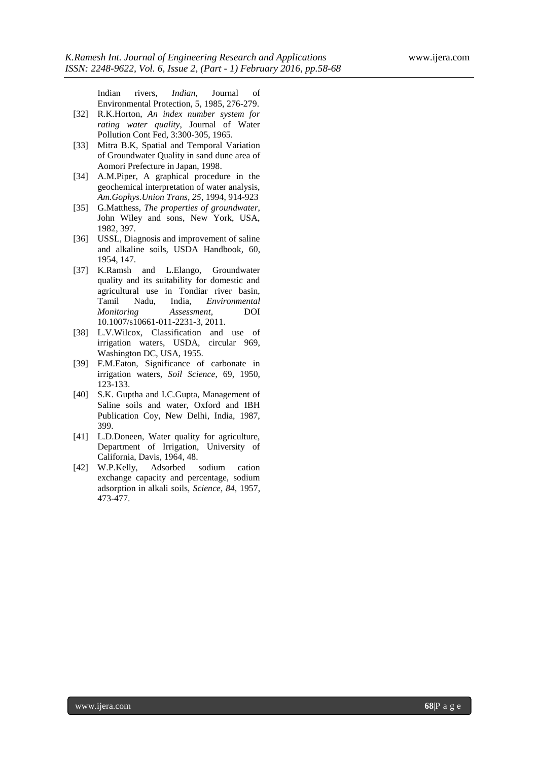Indian rivers, *Indian*, Journal of Environmental Protection, 5, 1985, 276-279.

[32] R.K.Horton, *An index number system for rating water quality*, Journal of Water Pollution Cont Fed, 3:300-305, 1965.

[33] Mitra B.K, Spatial and Temporal Variation of Groundwater Quality in sand dune area of Aomori Prefecture in Japan, 1998.

[34] A.M.Piper, A graphical procedure in the geochemical interpretation of water analysis, *Am.Gophys.Union Trans, 25*, 1994, 914-923

[35] G.Matthess, *The properties of groundwater*, John Wiley and sons, New York, USA, 1982, 397.

[36] USSL, Diagnosis and improvement of saline and alkaline soils, USDA Handbook, 60, 1954, 147.

[37] K.Ramsh and L.Elango, Groundwater quality and its suitability for domestic and agricultural use in Tondiar river basin, Tamil Nadu, India, *Environmental Monitoring Assessment*, DOI 10.1007/s10661-011-2231-3, 2011.

[38] L.V.Wilcox, Classification and use of irrigation waters, USDA, circular 969, Washington DC, USA, 1955.

[39] F.M.Eaton, Significance of carbonate in irrigation waters, *Soil Science*, 69, 1950, 123-133.

[40] S.K. Guptha and I.C.Gupta, Management of Saline soils and water, Oxford and IBH Publication Coy, New Delhi, India, 1987, 399.

[41] L.D.Doneen, Water quality for agriculture, Department of Irrigation, University of California, Davis, 1964, 48.

[42] W.P.Kelly, Adsorbed sodium cation exchange capacity and percentage, sodium adsorption in alkali soils, *Science, 84*, 1957, 473-477.